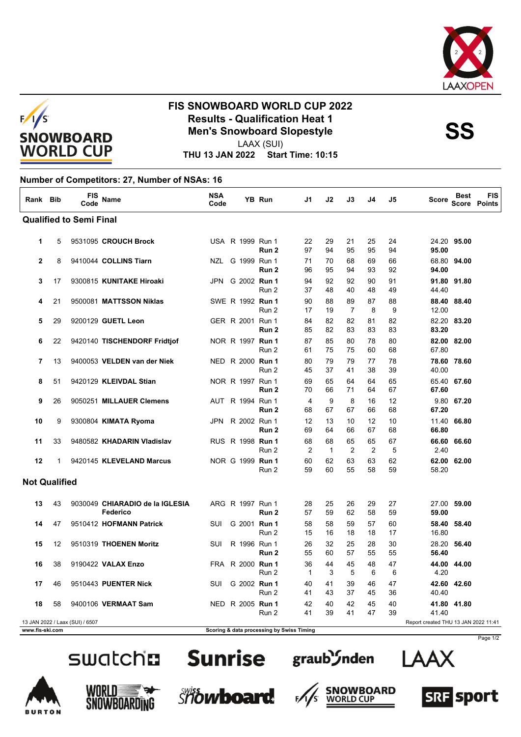# FIS SNOWBOARD WORLD CUP 2022

## Results - Qualification Heat 1

## Men's Snowboard Slopestyle

**SS**

LAAX (SUI)

**THU 13 JAN 2022 Start Time: 10:15**

**Number of Competitors: 27, Number of NSAs: 16**

| Rank | Bib | FIS Code | Name | NSA Code | YB | Run | J1 | J2 | J3 | J4 | J5 | Score | Best Score | FIS Points |
|---|---|---|---|---|---|---|---|---|---|---|---|---|---|---|
| **Qualified to Semi Final** | | | | | | | | | | | | | | |
| 1 | 5 | 9531095 | **CROUCH Brock** | USA | R 1999 | Run 1 | 22 | 29 | 21 | 25 | 24 | 24.20 | **95.00** | |
| | | | | | | **Run 2** | 97 | 94 | 95 | 95 | 94 | **95.00** | | |
| 2 | 8 | 9410044 | **COLLINS Tiarn** | NZL | G 1999 | Run 1 | 71 | 70 | 68 | 69 | 66 | 68.80 | **94.00** | |
| | | | | | | **Run 2** | 96 | 95 | 94 | 93 | 92 | **94.00** | | |
| 3 | 17 | 9300815 | **KUNITAKE Hiroaki** | JPN | G 2002 | **Run 1** | 94 | 92 | 92 | 90 | 91 | **91.80** | **91.80** | |
| | | | | | | Run 2 | 37 | 48 | 40 | 48 | 49 | 44.40 | | |
| 4 | 21 | 9500081 | **MATTSSON Niklas** | SWE | R 1992 | **Run 1** | 90 | 88 | 89 | 87 | 88 | **88.40** | **88.40** | |
| | | | | | | Run 2 | 17 | 19 | 7 | 8 | 9 | 12.00 | | |
| 5 | 29 | 9200129 | **GUETL Leon** | GER | R 2001 | Run 1 | 84 | 82 | 82 | 81 | 82 | 82.20 | **83.20** | |
| | | | | | | **Run 2** | 85 | 82 | 83 | 83 | 83 | **83.20** | | |
| 6 | 22 | 9420140 | **TISCHENDORF Fridtjof** | NOR | R 1997 | **Run 1** | 87 | 85 | 80 | 78 | 80 | **82.00** | **82.00** | |
| | | | | | | Run 2 | 61 | 75 | 75 | 60 | 68 | 67.80 | | |
| 7 | 13 | 9400053 | **VELDEN van der Niek** | NED | R 2000 | **Run 1** | 80 | 79 | 79 | 77 | 78 | **78.60** | **78.60** | |
| | | | | | | Run 2 | 45 | 37 | 41 | 38 | 39 | 40.00 | | |
| 8 | 51 | 9420129 | **KLEIVDAL Stian** | NOR | R 1997 | Run 1 | 69 | 65 | 64 | 64 | 65 | 65.40 | **67.60** | |
| | | | | | | **Run 2** | 70 | 66 | 71 | 64 | 67 | **67.60** | | |
| 9 | 26 | 9050251 | **MILLAUER Clemens** | AUT | R 1994 | Run 1 | 4 | 9 | 8 | 16 | 12 | 9.80 | **67.20** | |
| | | | | | | **Run 2** | 68 | 67 | 67 | 66 | 68 | **67.20** | | |
| 10 | 9 | 9300804 | **KIMATA Ryoma** | JPN | R 2002 | Run 1 | 12 | 13 | 10 | 12 | 10 | 11.40 | **66.80** | |
| | | | | | | **Run 2** | 69 | 64 | 66 | 67 | 68 | **66.80** | | |
| 11 | 33 | 9480582 | **KHADARIN Vladislav** | RUS | R 1998 | **Run 1** | 68 | 68 | 65 | 65 | 67 | **66.60** | **66.60** | |
| | | | | | | Run 2 | 2 | 1 | 2 | 2 | 5 | 2.40 | | |
| 12 | 1 | 9420145 | **KLEVELAND Marcus** | NOR | G 1999 | **Run 1** | 60 | 62 | 63 | 63 | 62 | **62.00** | **62.00** | |
| | | | | | | Run 2 | 59 | 60 | 55 | 58 | 59 | 58.20 | | |
| **Not Qualified** | | | | | | | | | | | | | | |
| 13 | 43 | 9030049 | **CHIARADIO de la IGLESIA Federico** | ARG | R 1997 | Run 1 | 28 | 25 | 26 | 29 | 27 | 27.00 | **59.00** | |
| | | | | | | **Run 2** | 57 | 59 | 62 | 58 | 59 | **59.00** | | |
| 14 | 47 | 9510412 | **HOFMANN Patrick** | SUI | G 2001 | **Run 1** | 58 | 58 | 59 | 57 | 60 | **58.40** | **58.40** | |
| | | | | | | Run 2 | 15 | 16 | 18 | 18 | 17 | 16.80 | | |
| 15 | 12 | 9510319 | **THOENEN Moritz** | SUI | R 1996 | Run 1 | 26 | 32 | 25 | 28 | 30 | 28.20 | **56.40** | |
| | | | | | | **Run 2** | 55 | 60 | 57 | 55 | 55 | **56.40** | | |
| 16 | 38 | 9190422 | **VALAX Enzo** | FRA | R 2000 | **Run 1** | 36 | 44 | 45 | 48 | 47 | **44.00** | **44.00** | |
| | | | | | | Run 2 | 1 | 3 | 5 | 6 | 6 | 4.20 | | |
| 17 | 46 | 9510443 | **PUENTER Nick** | SUI | G 2002 | **Run 1** | 40 | 41 | 39 | 46 | 47 | **42.60** | **42.60** | |
| | | | | | | Run 2 | 41 | 43 | 37 | 45 | 36 | 40.40 | | |
| 18 | 58 | 9400106 | **VERMAAT Sam** | NED | R 2005 | **Run 1** | 42 | 40 | 42 | 45 | 40 | **41.80** | **41.80** | |
| | | | | | | Run 2 | 41 | 39 | 41 | 47 | 39 | 41.40 | | |

13 JAN 2022 / Laax (SUI) / 6507 — Report created THU 13 JAN 2022 11:41

www.fis-ski.com — Scoring & data processing by Swiss Timing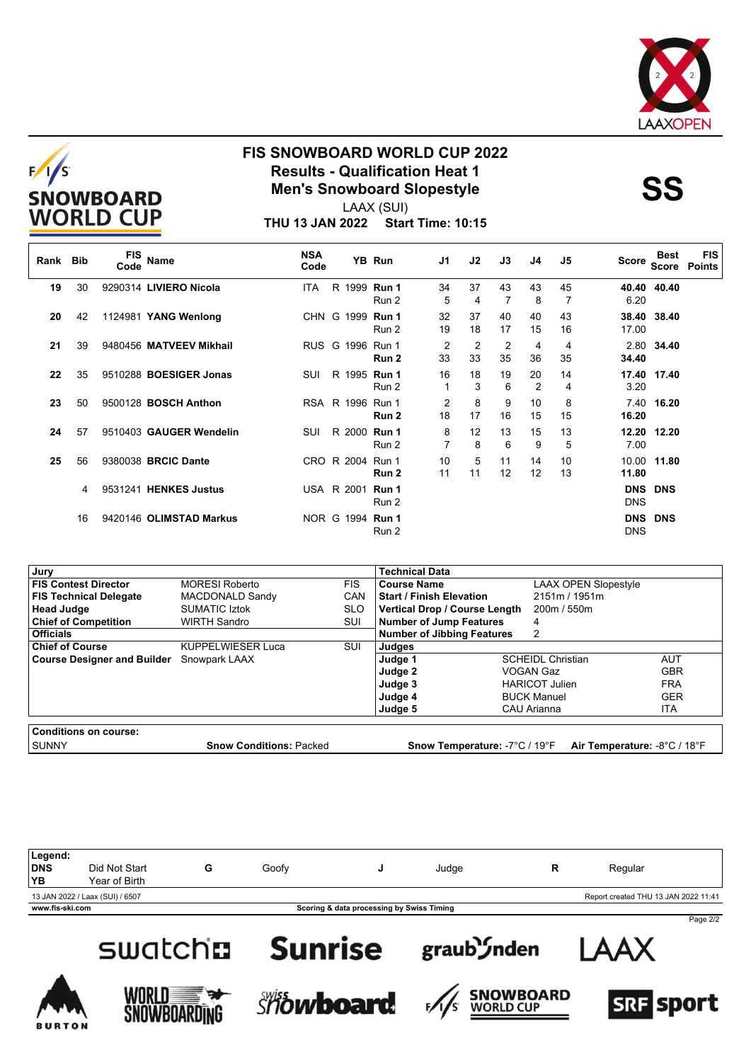# FIS SNOWBOARD WORLD CUP 2022

## Results - Qualification Heat 1

## Men's Snowboard Slopestyle

**SS**

LAAX (SUI)

**THU 13 JAN 2022 Start Time: 10:15**

| Rank | Bib | FIS Code | Name | NSA Code | | YB | Run | J1 | J2 | J3 | J4 | J5 | Score | Best Score | FIS Points |
|---|---|---|---|---|---|---|---|---|---|---|---|---|---|---|---|
| 19 | 30 | 9290314 | **LIVIERO Nicola** | ITA | R | 1999 | **Run 1** | 34 | 37 | 43 | 43 | 45 | **40.40** | **40.40** | |
| | | | | | | | Run 2 | 5 | 4 | 7 | 8 | 7 | 6.20 | | |
| 20 | 42 | 1124981 | **YANG Wenlong** | CHN | G | 1999 | **Run 1** | 32 | 37 | 40 | 40 | 43 | **38.40** | **38.40** | |
| | | | | | | | Run 2 | 19 | 18 | 17 | 15 | 16 | 17.00 | | |
| 21 | 39 | 9480456 | **MATVEEV Mikhail** | RUS | G | 1996 | Run 1 | 2 | 2 | 2 | 4 | 4 | 2.80 | **34.40** | |
| | | | | | | | **Run 2** | 33 | 33 | 35 | 36 | 35 | **34.40** | | |
| 22 | 35 | 9510288 | **BOESIGER Jonas** | SUI | R | 1995 | **Run 1** | 16 | 18 | 19 | 20 | 14 | **17.40** | **17.40** | |
| | | | | | | | Run 2 | 1 | 3 | 6 | 2 | 4 | 3.20 | | |
| 23 | 50 | 9500128 | **BOSCH Anthon** | RSA | R | 1996 | Run 1 | 2 | 8 | 9 | 10 | 8 | 7.40 | **16.20** | |
| | | | | | | | **Run 2** | 18 | 17 | 16 | 15 | 15 | **16.20** | | |
| 24 | 57 | 9510403 | **GAUGER Wendelin** | SUI | R | 2000 | **Run 1** | 8 | 12 | 13 | 15 | 13 | **12.20** | **12.20** | |
| | | | | | | | Run 2 | 7 | 8 | 6 | 9 | 5 | 7.00 | | |
| 25 | 56 | 9380038 | **BRCIC Dante** | CRO | R | 2004 | Run 1 | 10 | 5 | 11 | 14 | 10 | 10.00 | **11.80** | |
| | | | | | | | **Run 2** | 11 | 11 | 12 | 12 | 13 | **11.80** | | |
| | 4 | 9531241 | **HENKES Justus** | USA | R | 2001 | **Run 1** | | | | | | **DNS** | **DNS** | |
| | | | | | | | Run 2 | | | | | | DNS | | |
| | 16 | 9420146 | **OLIMSTAD Markus** | NOR | G | 1994 | **Run 1** | | | | | | **DNS** | **DNS** | |
| | | | | | | | Run 2 | | | | | | DNS | | |

| Jury | | |
|---|---|---|
| **FIS Contest Director** | MORESI Roberto | FIS |
| **FIS Technical Delegate** | MACDONALD Sandy | CAN |
| **Head Judge** | SUMATIC Iztok | SLO |
| **Chief of Competition** | WIRTH Sandro | SUI |
| **Officials** | | |
| **Chief of Course** | KUPPELWIESER Luca | SUI |
| **Course Designer and Builder** | Snowpark LAAX | |

| Technical Data | | |
|---|---|---|
| **Course Name** | LAAX OPEN Slopestyle | |
| **Start / Finish Elevation** | 2151m / 1951m | |
| **Vertical Drop / Course Length** | 200m / 550m | |
| **Number of Jump Features** | 4 | |
| **Number of Jibbing Features** | 2 | |
| **Judges** | | |
| **Judge 1** | SCHEIDL Christian | AUT |
| **Judge 2** | VOGAN Gaz | GBR |
| **Judge 3** | HARICOT Julien | FRA |
| **Judge 4** | BUCK Manuel | GER |
| **Judge 5** | CAU Arianna | ITA |

**Conditions on course:**
SUNNY — **Snow Conditions:** Packed — **Snow Temperature:** -7°C / 19°F — **Air Temperature:** -8°C / 18°F

**Legend:**

| | | | | | | | |
|---|---|---|---|---|---|---|---|
| **DNS** | Did Not Start | **G** | Goofy | **J** | Judge | **R** | Regular |
| **YB** | Year of Birth | | | | | | |

13 JAN 2022 / Laax (SUI) / 6507 — Report created THU 13 JAN 2022 11:41

www.fis-ski.com — Scoring & data processing by Swiss Timing